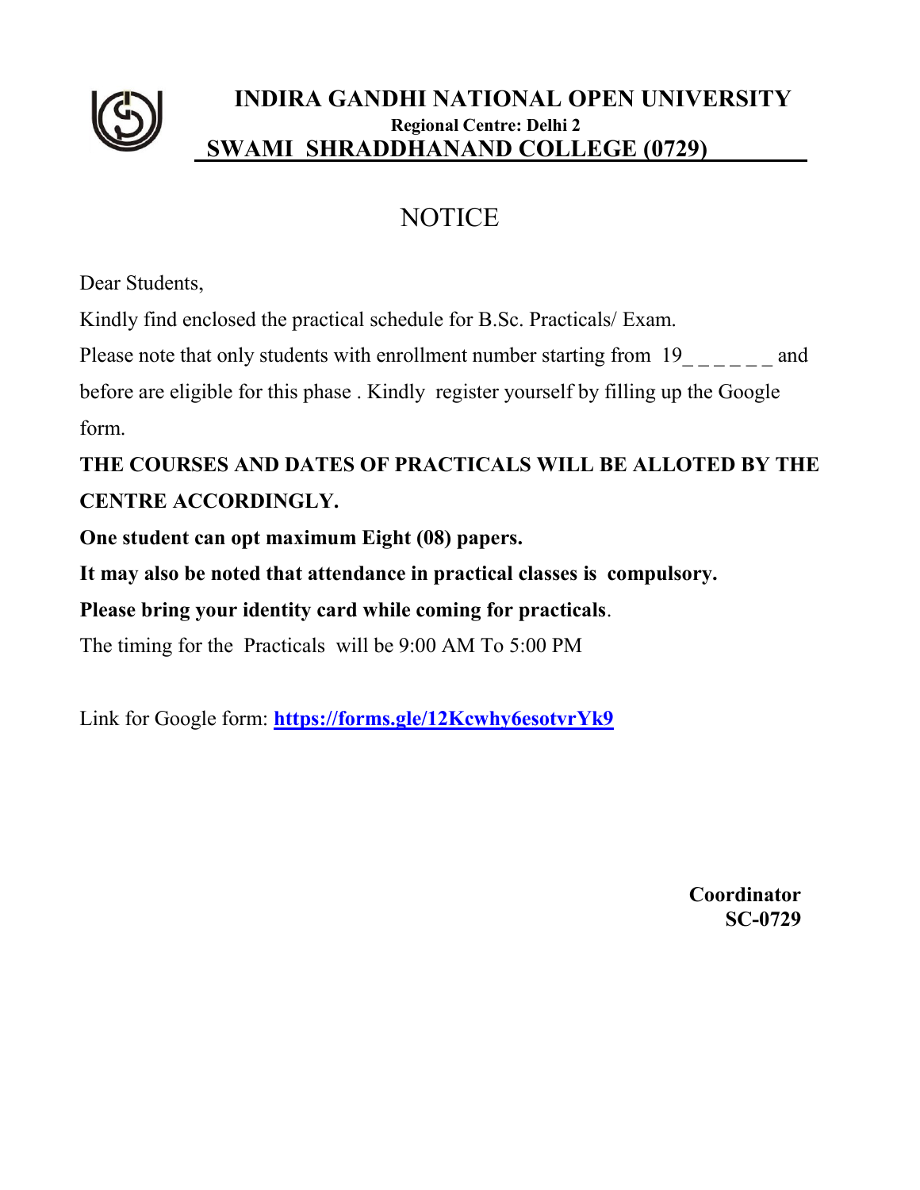# INDIRA GANDHI NATIONAL OPEN UNIVERSITY

**Regional Centre: Delhi 2**

## SWAMI SHRADDHANAND COLLEGE (0729)

## NOTICE

Dear Students,

Kindly find enclosed the practical schedule for B.Sc. Practicals/ Exam.

Please note that only students with enrollment number starting from 19_ _ _ _ _ _ and before are eligible for this phase . Kindly register yourself by filling up the Google form.

**THE COURSES AND DATES OF PRACTICALS WILL BE ALLOTED BY THE CENTRE ACCORDINGLY.**

**One student can opt maximum Eight (08) papers.**

**It may also be noted that attendance in practical classes is compulsory.**

**Please bring your identity card while coming for practicals**.

The timing for the Practicals will be 9:00 AM To 5:00 PM

Link for Google form: **https://forms.gle/12Kcwhy6esotvrYk9**

**Coordinator**
**SC-0729**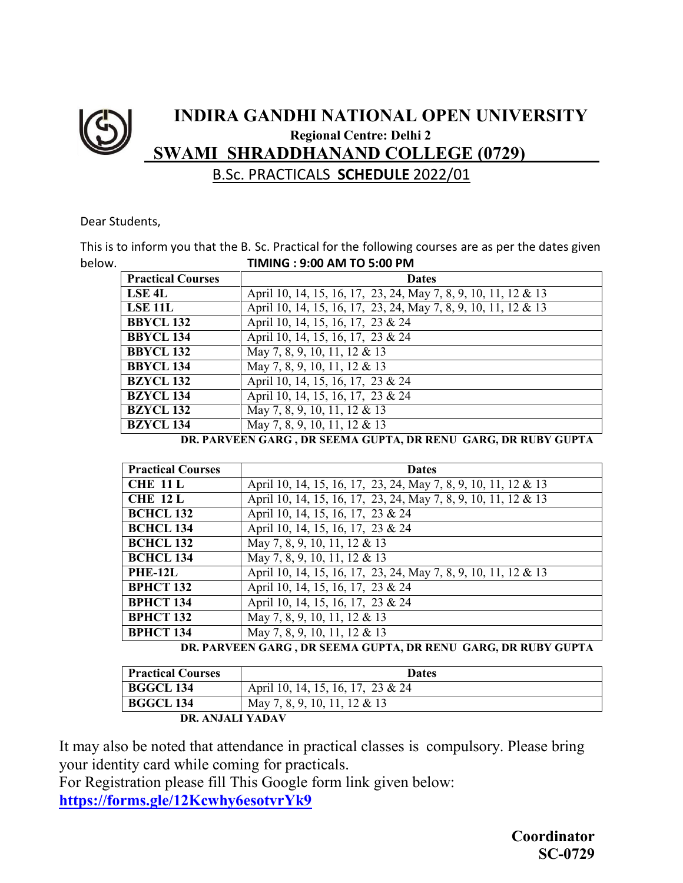# INDIRA GANDHI NATIONAL OPEN UNIVERSITY

**Regional Centre: Delhi 2**

## SWAMI SHRADDHANAND COLLEGE (0729)

### B.Sc. PRACTICALS **SCHEDULE** 2022/01

Dear Students,

This is to inform you that the B. Sc. Practical for the following courses are as per the dates given below.

**TIMING : 9:00 AM TO 5:00 PM**

| Practical Courses | Dates |
|---|---|
| **LSE 4L** | April 10, 14, 15, 16, 17, 23, 24, May 7, 8, 9, 10, 11, 12 & 13 |
| **LSE 11L** | April 10, 14, 15, 16, 17, 23, 24, May 7, 8, 9, 10, 11, 12 & 13 |
| **BBYCL 132** | April 10, 14, 15, 16, 17, 23 & 24 |
| **BBYCL 134** | April 10, 14, 15, 16, 17, 23 & 24 |
| **BBYCL 132** | May 7, 8, 9, 10, 11, 12 & 13 |
| **BBYCL 134** | May 7, 8, 9, 10, 11, 12 & 13 |
| **BZYCL 132** | April 10, 14, 15, 16, 17, 23 & 24 |
| **BZYCL 134** | April 10, 14, 15, 16, 17, 23 & 24 |
| **BZYCL 132** | May 7, 8, 9, 10, 11, 12 & 13 |
| **BZYCL 134** | May 7, 8, 9, 10, 11, 12 & 13 |

**DR. PARVEEN GARG , DR SEEMA GUPTA, DR RENU GARG, DR RUBY GUPTA**

| Practical Courses | Dates |
|---|---|
| **CHE 11 L** | April 10, 14, 15, 16, 17, 23, 24, May 7, 8, 9, 10, 11, 12 & 13 |
| **CHE 12 L** | April 10, 14, 15, 16, 17, 23, 24, May 7, 8, 9, 10, 11, 12 & 13 |
| **BCHCL 132** | April 10, 14, 15, 16, 17, 23 & 24 |
| **BCHCL 134** | April 10, 14, 15, 16, 17, 23 & 24 |
| **BCHCL 132** | May 7, 8, 9, 10, 11, 12 & 13 |
| **BCHCL 134** | May 7, 8, 9, 10, 11, 12 & 13 |
| **PHE-12L** | April 10, 14, 15, 16, 17, 23, 24, May 7, 8, 9, 10, 11, 12 & 13 |
| **BPHCT 132** | April 10, 14, 15, 16, 17, 23 & 24 |
| **BPHCT 134** | April 10, 14, 15, 16, 17, 23 & 24 |
| **BPHCT 132** | May 7, 8, 9, 10, 11, 12 & 13 |
| **BPHCT 134** | May 7, 8, 9, 10, 11, 12 & 13 |

**DR. PARVEEN GARG , DR SEEMA GUPTA, DR RENU GARG, DR RUBY GUPTA**

| Practical Courses | Dates |
|---|---|
| **BGGCL 134** | April 10, 14, 15, 16, 17, 23 & 24 |
| **BGGCL 134** | May 7, 8, 9, 10, 11, 12 & 13 |

**DR. ANJALI YADAV**

It may also be noted that attendance in practical classes is compulsory. Please bring your identity card while coming for practicals.

For Registration please fill This Google form link given below:

**https://forms.gle/12Kcwhy6esotvrYk9**

**Coordinator**
**SC-0729**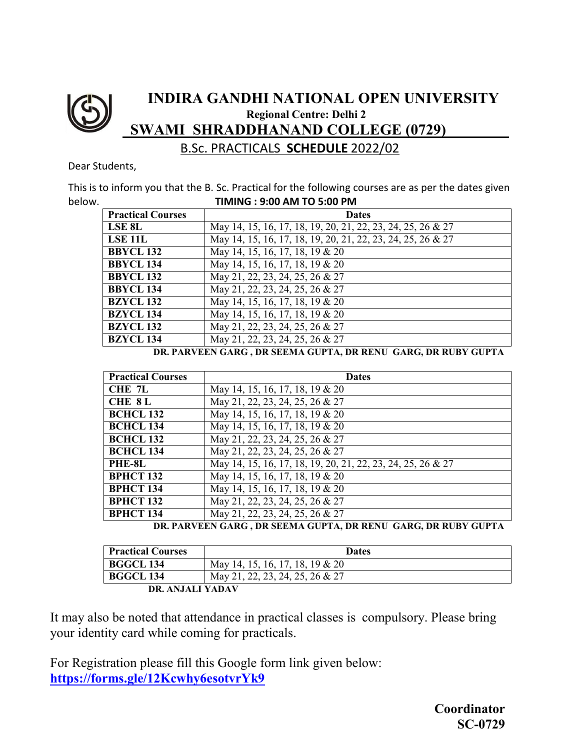# INDIRA GANDHI NATIONAL OPEN UNIVERSITY

**Regional Centre: Delhi 2**

## SWAMI SHRADDHANAND COLLEGE (0729)

### B.Sc. PRACTICALS **SCHEDULE** 2022/02

Dear Students,

This is to inform you that the B. Sc. Practical for the following courses are as per the dates given below.

**TIMING : 9:00 AM TO 5:00 PM**

| Practical Courses | Dates |
|---|---|
| **LSE 8L** | May 14, 15, 16, 17, 18, 19, 20, 21, 22, 23, 24, 25, 26 & 27 |
| **LSE 11L** | May 14, 15, 16, 17, 18, 19, 20, 21, 22, 23, 24, 25, 26 & 27 |
| **BBYCL 132** | May 14, 15, 16, 17, 18, 19 & 20 |
| **BBYCL 134** | May 14, 15, 16, 17, 18, 19 & 20 |
| **BBYCL 132** | May 21, 22, 23, 24, 25, 26 & 27 |
| **BBYCL 134** | May 21, 22, 23, 24, 25, 26 & 27 |
| **BZYCL 132** | May 14, 15, 16, 17, 18, 19 & 20 |
| **BZYCL 134** | May 14, 15, 16, 17, 18, 19 & 20 |
| **BZYCL 132** | May 21, 22, 23, 24, 25, 26 & 27 |
| **BZYCL 134** | May 21, 22, 23, 24, 25, 26 & 27 |

**DR. PARVEEN GARG , DR SEEMA GUPTA, DR RENU GARG, DR RUBY GUPTA**

| Practical Courses | Dates |
|---|---|
| **CHE 7L** | May 14, 15, 16, 17, 18, 19 & 20 |
| **CHE 8 L** | May 21, 22, 23, 24, 25, 26 & 27 |
| **BCHCL 132** | May 14, 15, 16, 17, 18, 19 & 20 |
| **BCHCL 134** | May 14, 15, 16, 17, 18, 19 & 20 |
| **BCHCL 132** | May 21, 22, 23, 24, 25, 26 & 27 |
| **BCHCL 134** | May 21, 22, 23, 24, 25, 26 & 27 |
| **PHE-8L** | May 14, 15, 16, 17, 18, 19, 20, 21, 22, 23, 24, 25, 26 & 27 |
| **BPHCT 132** | May 14, 15, 16, 17, 18, 19 & 20 |
| **BPHCT 134** | May 14, 15, 16, 17, 18, 19 & 20 |
| **BPHCT 132** | May 21, 22, 23, 24, 25, 26 & 27 |
| **BPHCT 134** | May 21, 22, 23, 24, 25, 26 & 27 |

**DR. PARVEEN GARG , DR SEEMA GUPTA, DR RENU GARG, DR RUBY GUPTA**

| Practical Courses | Dates |
|---|---|
| **BGGCL 134** | May 14, 15, 16, 17, 18, 19 & 20 |
| **BGGCL 134** | May 21, 22, 23, 24, 25, 26 & 27 |

**DR. ANJALI YADAV**

It may also be noted that attendance in practical classes is compulsory. Please bring your identity card while coming for practicals.

For Registration please fill this Google form link given below:
**https://forms.gle/12Kcwhy6esotvrYk9**

**Coordinator**
**SC-0729**